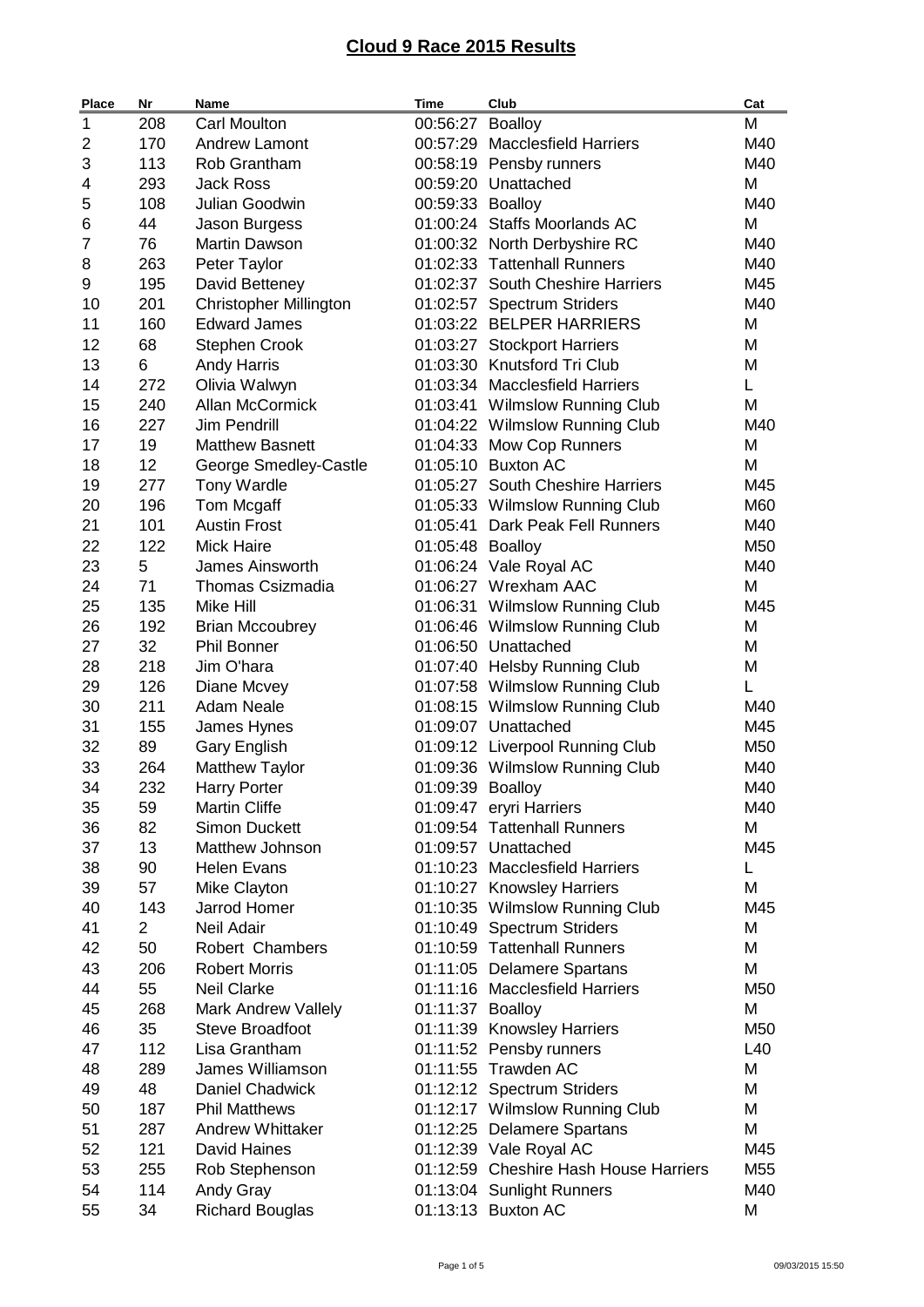# Cloud 9 Race 2015 Results

| Place | Nr | Name | Time | Club | Cat |
|---|---|---|---|---|---|
| 1 | 208 | Carl Moulton | 00:56:27 | Boalloy | M |
| 2 | 170 | Andrew Lamont | 00:57:29 | Macclesfield Harriers | M40 |
| 3 | 113 | Rob Grantham | 00:58:19 | Pensby runners | M40 |
| 4 | 293 | Jack Ross | 00:59:20 | Unattached | M |
| 5 | 108 | Julian Goodwin | 00:59:33 | Boalloy | M40 |
| 6 | 44 | Jason Burgess | 01:00:24 | Staffs Moorlands AC | M |
| 7 | 76 | Martin Dawson | 01:00:32 | North Derbyshire RC | M40 |
| 8 | 263 | Peter Taylor | 01:02:33 | Tattenhall Runners | M40 |
| 9 | 195 | David Betteney | 01:02:37 | South Cheshire Harriers | M45 |
| 10 | 201 | Christopher Millington | 01:02:57 | Spectrum Striders | M40 |
| 11 | 160 | Edward James | 01:03:22 | BELPER HARRIERS | M |
| 12 | 68 | Stephen Crook | 01:03:27 | Stockport Harriers | M |
| 13 | 6 | Andy Harris | 01:03:30 | Knutsford Tri Club | M |
| 14 | 272 | Olivia Walwyn | 01:03:34 | Macclesfield Harriers | L |
| 15 | 240 | Allan McCormick | 01:03:41 | Wilmslow Running Club | M |
| 16 | 227 | Jim Pendrill | 01:04:22 | Wilmslow Running Club | M40 |
| 17 | 19 | Matthew Basnett | 01:04:33 | Mow Cop Runners | M |
| 18 | 12 | George Smedley-Castle | 01:05:10 | Buxton AC | M |
| 19 | 277 | Tony Wardle | 01:05:27 | South Cheshire Harriers | M45 |
| 20 | 196 | Tom Mcgaff | 01:05:33 | Wilmslow Running Club | M60 |
| 21 | 101 | Austin Frost | 01:05:41 | Dark Peak Fell Runners | M40 |
| 22 | 122 | Mick Haire | 01:05:48 | Boalloy | M50 |
| 23 | 5 | James Ainsworth | 01:06:24 | Vale Royal AC | M40 |
| 24 | 71 | Thomas Csizmadia | 01:06:27 | Wrexham AAC | M |
| 25 | 135 | Mike Hill | 01:06:31 | Wilmslow Running Club | M45 |
| 26 | 192 | Brian Mccoubrey | 01:06:46 | Wilmslow Running Club | M |
| 27 | 32 | Phil Bonner | 01:06:50 | Unattached | M |
| 28 | 218 | Jim O'hara | 01:07:40 | Helsby Running Club | M |
| 29 | 126 | Diane Mcvey | 01:07:58 | Wilmslow Running Club | L |
| 30 | 211 | Adam Neale | 01:08:15 | Wilmslow Running Club | M40 |
| 31 | 155 | James Hynes | 01:09:07 | Unattached | M45 |
| 32 | 89 | Gary English | 01:09:12 | Liverpool Running Club | M50 |
| 33 | 264 | Matthew Taylor | 01:09:36 | Wilmslow Running Club | M40 |
| 34 | 232 | Harry Porter | 01:09:39 | Boalloy | M40 |
| 35 | 59 | Martin Cliffe | 01:09:47 | eryri Harriers | M40 |
| 36 | 82 | Simon Duckett | 01:09:54 | Tattenhall Runners | M |
| 37 | 13 | Matthew Johnson | 01:09:57 | Unattached | M45 |
| 38 | 90 | Helen Evans | 01:10:23 | Macclesfield Harriers | L |
| 39 | 57 | Mike Clayton | 01:10:27 | Knowsley Harriers | M |
| 40 | 143 | Jarrod Homer | 01:10:35 | Wilmslow Running Club | M45 |
| 41 | 2 | Neil Adair | 01:10:49 | Spectrum Striders | M |
| 42 | 50 | Robert Chambers | 01:10:59 | Tattenhall Runners | M |
| 43 | 206 | Robert Morris | 01:11:05 | Delamere Spartans | M |
| 44 | 55 | Neil Clarke | 01:11:16 | Macclesfield Harriers | M50 |
| 45 | 268 | Mark Andrew Vallely | 01:11:37 | Boalloy | M |
| 46 | 35 | Steve Broadfoot | 01:11:39 | Knowsley Harriers | M50 |
| 47 | 112 | Lisa Grantham | 01:11:52 | Pensby runners | L40 |
| 48 | 289 | James Williamson | 01:11:55 | Trawden AC | M |
| 49 | 48 | Daniel Chadwick | 01:12:12 | Spectrum Striders | M |
| 50 | 187 | Phil Matthews | 01:12:17 | Wilmslow Running Club | M |
| 51 | 287 | Andrew Whittaker | 01:12:25 | Delamere Spartans | M |
| 52 | 121 | David Haines | 01:12:39 | Vale Royal AC | M45 |
| 53 | 255 | Rob Stephenson | 01:12:59 | Cheshire Hash House Harriers | M55 |
| 54 | 114 | Andy Gray | 01:13:04 | Sunlight Runners | M40 |
| 55 | 34 | Richard Bouglas | 01:13:13 | Buxton AC | M |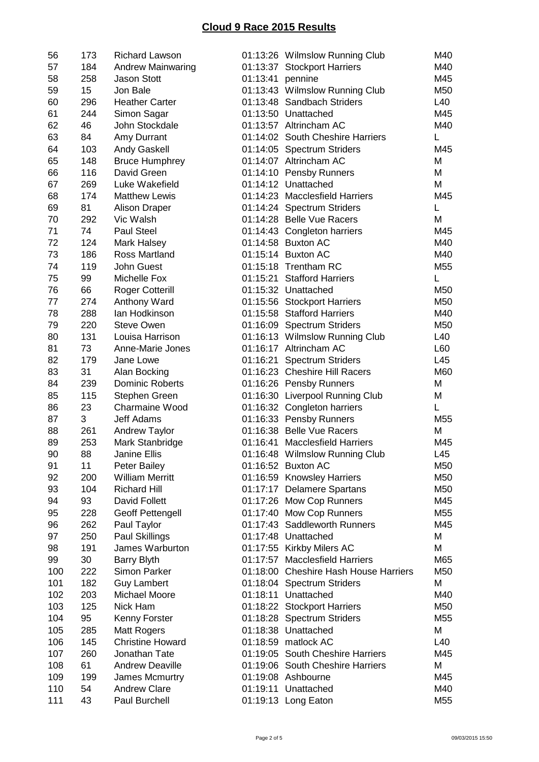# Cloud 9 Race 2015 Results

| | | | | | |
|---|---|---|---|---|---|
| 56 | 173 | Richard Lawson | 01:13:26 | Wilmslow Running Club | M40 |
| 57 | 184 | Andrew Mainwaring | 01:13:37 | Stockport Harriers | M40 |
| 58 | 258 | Jason Stott | 01:13:41 | pennine | M45 |
| 59 | 15 | Jon Bale | 01:13:43 | Wilmslow Running Club | M50 |
| 60 | 296 | Heather Carter | 01:13:48 | Sandbach Striders | L40 |
| 61 | 244 | Simon Sagar | 01:13:50 | Unattached | M45 |
| 62 | 46 | John Stockdale | 01:13:57 | Altrincham AC | M40 |
| 63 | 84 | Amy Durrant | 01:14:02 | South Cheshire Harriers | L |
| 64 | 103 | Andy Gaskell | 01:14:05 | Spectrum Striders | M45 |
| 65 | 148 | Bruce Humphrey | 01:14:07 | Altrincham AC | M |
| 66 | 116 | David Green | 01:14:10 | Pensby Runners | M |
| 67 | 269 | Luke Wakefield | 01:14:12 | Unattached | M |
| 68 | 174 | Matthew Lewis | 01:14:23 | Macclesfield Harriers | M45 |
| 69 | 81 | Alison Draper | 01:14:24 | Spectrum Striders | L |
| 70 | 292 | Vic Walsh | 01:14:28 | Belle Vue Racers | M |
| 71 | 74 | Paul Steel | 01:14:43 | Congleton harriers | M45 |
| 72 | 124 | Mark Halsey | 01:14:58 | Buxton AC | M40 |
| 73 | 186 | Ross Martland | 01:15:14 | Buxton AC | M40 |
| 74 | 119 | John Guest | 01:15:18 | Trentham RC | M55 |
| 75 | 99 | Michelle Fox | 01:15:21 | Stafford Harriers | L |
| 76 | 66 | Roger Cotterill | 01:15:32 | Unattached | M50 |
| 77 | 274 | Anthony Ward | 01:15:56 | Stockport Harriers | M50 |
| 78 | 288 | Ian Hodkinson | 01:15:58 | Stafford Harriers | M40 |
| 79 | 220 | Steve Owen | 01:16:09 | Spectrum Striders | M50 |
| 80 | 131 | Louisa Harrison | 01:16:13 | Wilmslow Running Club | L40 |
| 81 | 73 | Anne-Marie Jones | 01:16:17 | Altrincham AC | L60 |
| 82 | 179 | Jane Lowe | 01:16:21 | Spectrum Striders | L45 |
| 83 | 31 | Alan Bocking | 01:16:23 | Cheshire Hill Racers | M60 |
| 84 | 239 | Dominic Roberts | 01:16:26 | Pensby Runners | M |
| 85 | 115 | Stephen Green | 01:16:30 | Liverpool Running Club | M |
| 86 | 23 | Charmaine Wood | 01:16:32 | Congleton harriers | L |
| 87 | 3 | Jeff Adams | 01:16:33 | Pensby Runners | M55 |
| 88 | 261 | Andrew Taylor | 01:16:38 | Belle Vue Racers | M |
| 89 | 253 | Mark Stanbridge | 01:16:41 | Macclesfield Harriers | M45 |
| 90 | 88 | Janine Ellis | 01:16:48 | Wilmslow Running Club | L45 |
| 91 | 11 | Peter Bailey | 01:16:52 | Buxton AC | M50 |
| 92 | 200 | William Merritt | 01:16:59 | Knowsley Harriers | M50 |
| 93 | 104 | Richard Hill | 01:17:17 | Delamere Spartans | M50 |
| 94 | 93 | David Follett | 01:17:26 | Mow Cop Runners | M45 |
| 95 | 228 | Geoff Pettengell | 01:17:40 | Mow Cop Runners | M55 |
| 96 | 262 | Paul Taylor | 01:17:43 | Saddleworth Runners | M45 |
| 97 | 250 | Paul Skillings | 01:17:48 | Unattached | M |
| 98 | 191 | James Warburton | 01:17:55 | Kirkby Milers AC | M |
| 99 | 30 | Barry Blyth | 01:17:57 | Macclesfield Harriers | M65 |
| 100 | 222 | Simon Parker | 01:18:00 | Cheshire Hash House Harriers | M50 |
| 101 | 182 | Guy Lambert | 01:18:04 | Spectrum Striders | M |
| 102 | 203 | Michael Moore | 01:18:11 | Unattached | M40 |
| 103 | 125 | Nick Ham | 01:18:22 | Stockport Harriers | M50 |
| 104 | 95 | Kenny Forster | 01:18:28 | Spectrum Striders | M55 |
| 105 | 285 | Matt Rogers | 01:18:38 | Unattached | M |
| 106 | 145 | Christine Howard | 01:18:59 | matlock AC | L40 |
| 107 | 260 | Jonathan Tate | 01:19:05 | South Cheshire Harriers | M45 |
| 108 | 61 | Andrew Deaville | 01:19:06 | South Cheshire Harriers | M |
| 109 | 199 | James Mcmurtry | 01:19:08 | Ashbourne | M45 |
| 110 | 54 | Andrew Clare | 01:19:11 | Unattached | M40 |
| 111 | 43 | Paul Burchell | 01:19:13 | Long Eaton | M55 |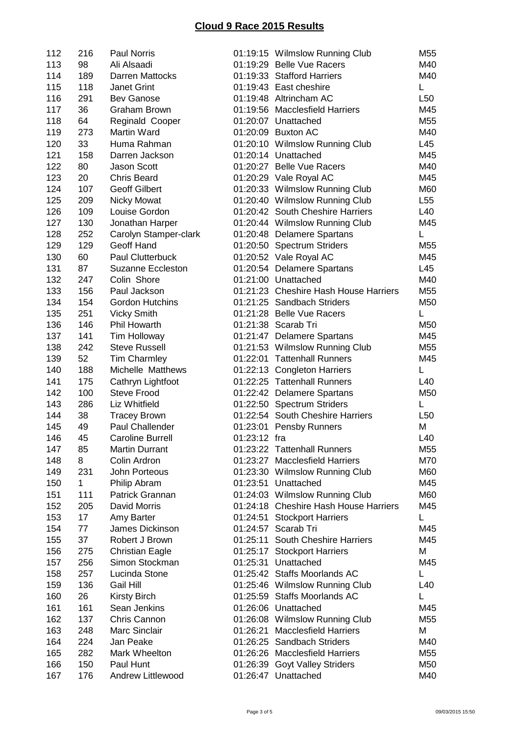# Cloud 9 Race 2015 Results

| | | | | | |
|---|---|---|---|---|---|
| 112 | 216 | Paul Norris | 01:19:15 | Wilmslow Running Club | M55 |
| 113 | 98 | Ali Alsaadi | 01:19:29 | Belle Vue Racers | M40 |
| 114 | 189 | Darren Mattocks | 01:19:33 | Stafford Harriers | M40 |
| 115 | 118 | Janet Grint | 01:19:43 | East cheshire | L |
| 116 | 291 | Bev Ganose | 01:19:48 | Altrincham AC | L50 |
| 117 | 36 | Graham Brown | 01:19:56 | Macclesfield Harriers | M45 |
| 118 | 64 | Reginald Cooper | 01:20:07 | Unattached | M55 |
| 119 | 273 | Martin Ward | 01:20:09 | Buxton AC | M40 |
| 120 | 33 | Huma Rahman | 01:20:10 | Wilmslow Running Club | L45 |
| 121 | 158 | Darren Jackson | 01:20:14 | Unattached | M45 |
| 122 | 80 | Jason Scott | 01:20:27 | Belle Vue Racers | M40 |
| 123 | 20 | Chris Beard | 01:20:29 | Vale Royal AC | M45 |
| 124 | 107 | Geoff Gilbert | 01:20:33 | Wilmslow Running Club | M60 |
| 125 | 209 | Nicky Mowat | 01:20:40 | Wilmslow Running Club | L55 |
| 126 | 109 | Louise Gordon | 01:20:42 | South Cheshire Harriers | L40 |
| 127 | 130 | Jonathan Harper | 01:20:44 | Wilmslow Running Club | M45 |
| 128 | 252 | Carolyn Stamper-clark | 01:20:48 | Delamere Spartans | L |
| 129 | 129 | Geoff Hand | 01:20:50 | Spectrum Striders | M55 |
| 130 | 60 | Paul Clutterbuck | 01:20:52 | Vale Royal AC | M45 |
| 131 | 87 | Suzanne Eccleston | 01:20:54 | Delamere Spartans | L45 |
| 132 | 247 | Colin Shore | 01:21:00 | Unattached | M40 |
| 133 | 156 | Paul Jackson | 01:21:23 | Cheshire Hash House Harriers | M55 |
| 134 | 154 | Gordon Hutchins | 01:21:25 | Sandbach Striders | M50 |
| 135 | 251 | Vicky Smith | 01:21:28 | Belle Vue Racers | L |
| 136 | 146 | Phil Howarth | 01:21:38 | Scarab Tri | M50 |
| 137 | 141 | Tim Holloway | 01:21:47 | Delamere Spartans | M45 |
| 138 | 242 | Steve Russell | 01:21:53 | Wilmslow Running Club | M55 |
| 139 | 52 | Tim Charmley | 01:22:01 | Tattenhall Runners | M45 |
| 140 | 188 | Michelle Matthews | 01:22:13 | Congleton Harriers | L |
| 141 | 175 | Cathryn Lightfoot | 01:22:25 | Tattenhall Runners | L40 |
| 142 | 100 | Steve Frood | 01:22:42 | Delamere Spartans | M50 |
| 143 | 286 | Liz Whitfield | 01:22:50 | Spectrum Striders | L |
| 144 | 38 | Tracey Brown | 01:22:54 | South Cheshire Harriers | L50 |
| 145 | 49 | Paul Challender | 01:23:01 | Pensby Runners | M |
| 146 | 45 | Caroline Burrell | 01:23:12 | fra | L40 |
| 147 | 85 | Martin Durrant | 01:23:22 | Tattenhall Runners | M55 |
| 148 | 8 | Colin Ardron | 01:23:27 | Macclesfield Harriers | M70 |
| 149 | 231 | John Porteous | 01:23:30 | Wilmslow Running Club | M60 |
| 150 | 1 | Philip Abram | 01:23:51 | Unattached | M45 |
| 151 | 111 | Patrick Grannan | 01:24:03 | Wilmslow Running Club | M60 |
| 152 | 205 | David Morris | 01:24:18 | Cheshire Hash House Harriers | M45 |
| 153 | 17 | Amy Barter | 01:24:51 | Stockport Harriers | L |
| 154 | 77 | James Dickinson | 01:24:57 | Scarab Tri | M45 |
| 155 | 37 | Robert J Brown | 01:25:11 | South Cheshire Harriers | M45 |
| 156 | 275 | Christian Eagle | 01:25:17 | Stockport Harriers | M |
| 157 | 256 | Simon Stockman | 01:25:31 | Unattached | M45 |
| 158 | 257 | Lucinda Stone | 01:25:42 | Staffs Moorlands AC | L |
| 159 | 136 | Gail Hill | 01:25:46 | Wilmslow Running Club | L40 |
| 160 | 26 | Kirsty Birch | 01:25:59 | Staffs Moorlands AC | L |
| 161 | 161 | Sean Jenkins | 01:26:06 | Unattached | M45 |
| 162 | 137 | Chris Cannon | 01:26:08 | Wilmslow Running Club | M55 |
| 163 | 248 | Marc Sinclair | 01:26:21 | Macclesfield Harriers | M |
| 164 | 224 | Jan Peake | 01:26:25 | Sandbach Striders | M40 |
| 165 | 282 | Mark Wheelton | 01:26:26 | Macclesfield Harriers | M55 |
| 166 | 150 | Paul Hunt | 01:26:39 | Goyt Valley Striders | M50 |
| 167 | 176 | Andrew Littlewood | 01:26:47 | Unattached | M40 |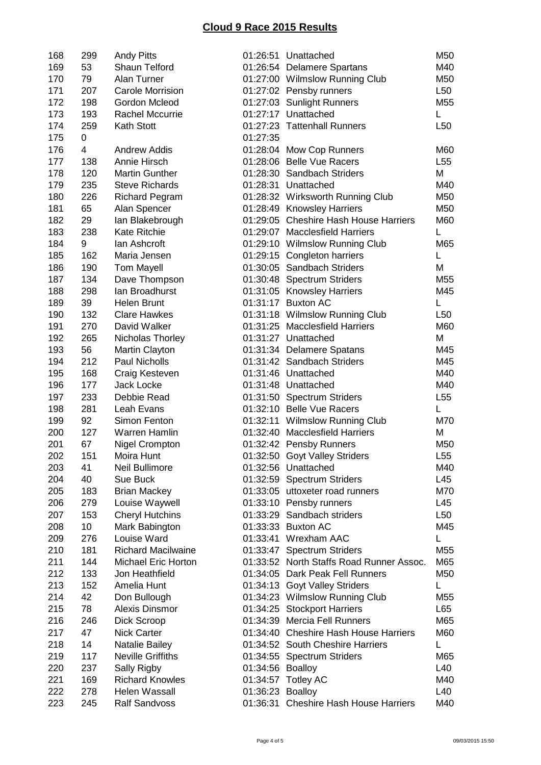# Cloud 9 Race 2015 Results

| | | | | | |
|---|---|---|---|---|---|
| 168 | 299 | Andy Pitts | 01:26:51 | Unattached | M50 |
| 169 | 53 | Shaun Telford | 01:26:54 | Delamere Spartans | M40 |
| 170 | 79 | Alan Turner | 01:27:00 | Wilmslow Running Club | M50 |
| 171 | 207 | Carole Morrision | 01:27:02 | Pensby runners | L50 |
| 172 | 198 | Gordon Mcleod | 01:27:03 | Sunlight Runners | M55 |
| 173 | 193 | Rachel Mccurrie | 01:27:17 | Unattached | L |
| 174 | 259 | Kath Stott | 01:27:23 | Tattenhall Runners | L50 |
| 175 | 0 | | 01:27:35 | | |
| 176 | 4 | Andrew Addis | 01:28:04 | Mow Cop Runners | M60 |
| 177 | 138 | Annie Hirsch | 01:28:06 | Belle Vue Racers | L55 |
| 178 | 120 | Martin Gunther | 01:28:30 | Sandbach Striders | M |
| 179 | 235 | Steve Richards | 01:28:31 | Unattached | M40 |
| 180 | 226 | Richard Pegram | 01:28:32 | Wirksworth Running Club | M50 |
| 181 | 65 | Alan Spencer | 01:28:49 | Knowsley Harriers | M50 |
| 182 | 29 | Ian Blakebrough | 01:29:05 | Cheshire Hash House Harriers | M60 |
| 183 | 238 | Kate Ritchie | 01:29:07 | Macclesfield Harriers | L |
| 184 | 9 | Ian Ashcroft | 01:29:10 | Wilmslow Running Club | M65 |
| 185 | 162 | Maria Jensen | 01:29:15 | Congleton harriers | L |
| 186 | 190 | Tom Mayell | 01:30:05 | Sandbach Striders | M |
| 187 | 134 | Dave Thompson | 01:30:48 | Spectrum Striders | M55 |
| 188 | 298 | Ian Broadhurst | 01:31:05 | Knowsley Harriers | M45 |
| 189 | 39 | Helen Brunt | 01:31:17 | Buxton AC | L |
| 190 | 132 | Clare Hawkes | 01:31:18 | Wilmslow Running Club | L50 |
| 191 | 270 | David Walker | 01:31:25 | Macclesfield Harriers | M60 |
| 192 | 265 | Nicholas Thorley | 01:31:27 | Unattached | M |
| 193 | 56 | Martin Clayton | 01:31:34 | Delamere Spatans | M45 |
| 194 | 212 | Paul Nicholls | 01:31:42 | Sandbach Striders | M45 |
| 195 | 168 | Craig Kesteven | 01:31:46 | Unattached | M40 |
| 196 | 177 | Jack Locke | 01:31:48 | Unattached | M40 |
| 197 | 233 | Debbie Read | 01:31:50 | Spectrum Striders | L55 |
| 198 | 281 | Leah Evans | 01:32:10 | Belle Vue Racers | L |
| 199 | 92 | Simon Fenton | 01:32:11 | Wilmslow Running Club | M70 |
| 200 | 127 | Warren Hamlin | 01:32:40 | Macclesfield Harriers | M |
| 201 | 67 | Nigel Crompton | 01:32:42 | Pensby Runners | M50 |
| 202 | 151 | Moira Hunt | 01:32:50 | Goyt Valley Striders | L55 |
| 203 | 41 | Neil Bullimore | 01:32:56 | Unattached | M40 |
| 204 | 40 | Sue Buck | 01:32:59 | Spectrum Striders | L45 |
| 205 | 183 | Brian Mackey | 01:33:05 | uttoxeter road runners | M70 |
| 206 | 279 | Louise Waywell | 01:33:10 | Pensby runners | L45 |
| 207 | 153 | Cheryl Hutchins | 01:33:29 | Sandbach striders | L50 |
| 208 | 10 | Mark Babington | 01:33:33 | Buxton AC | M45 |
| 209 | 276 | Louise Ward | 01:33:41 | Wrexham AAC | L |
| 210 | 181 | Richard Macilwaine | 01:33:47 | Spectrum Striders | M55 |
| 211 | 144 | Michael Eric Horton | 01:33:52 | North Staffs Road Runner Assoc. | M65 |
| 212 | 133 | Jon Heathfield | 01:34:05 | Dark Peak Fell Runners | M50 |
| 213 | 152 | Amelia Hunt | 01:34:13 | Goyt Valley Striders | L |
| 214 | 42 | Don Bullough | 01:34:23 | Wilmslow Running Club | M55 |
| 215 | 78 | Alexis Dinsmor | 01:34:25 | Stockport Harriers | L65 |
| 216 | 246 | Dick Scroop | 01:34:39 | Mercia Fell Runners | M65 |
| 217 | 47 | Nick Carter | 01:34:40 | Cheshire Hash House Harriers | M60 |
| 218 | 14 | Natalie Bailey | 01:34:52 | South Cheshire Harriers | L |
| 219 | 117 | Neville Griffiths | 01:34:55 | Spectrum Striders | M65 |
| 220 | 237 | Sally Rigby | 01:34:56 | Boalloy | L40 |
| 221 | 169 | Richard Knowles | 01:34:57 | Totley AC | M40 |
| 222 | 278 | Helen Wassall | 01:36:23 | Boalloy | L40 |
| 223 | 245 | Ralf Sandvoss | 01:36:31 | Cheshire Hash House Harriers | M40 |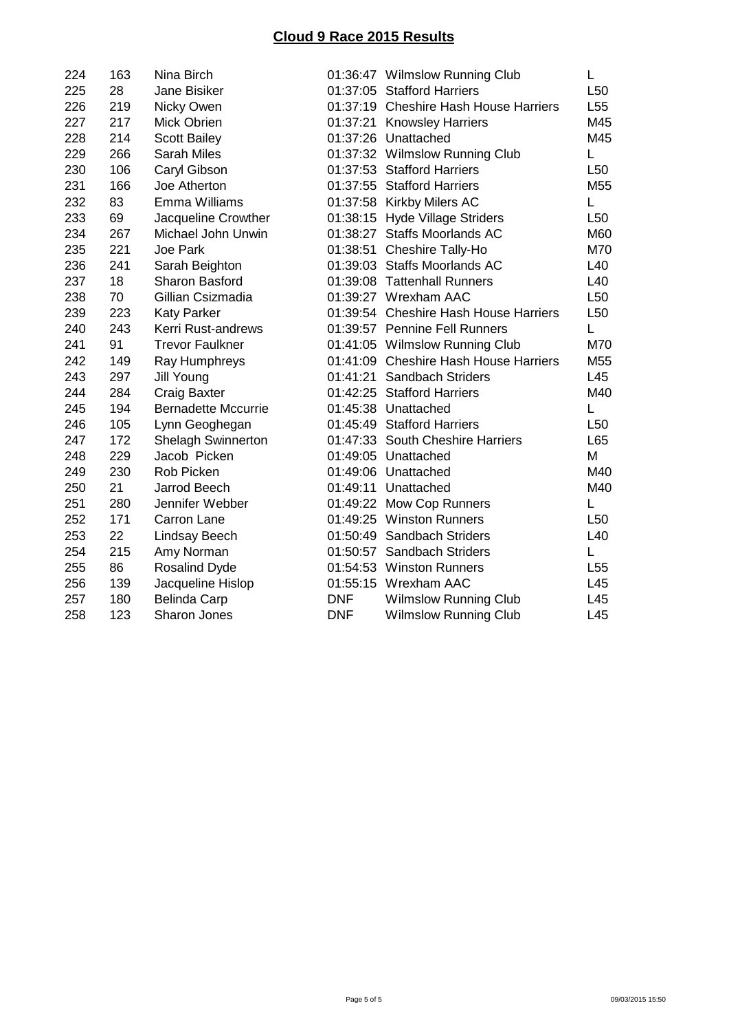## Cloud 9 Race 2015 Results

| | | | | | |
|---|---|---|---|---|---|
| 224 | 163 | Nina Birch | 01:36:47 | Wilmslow Running Club | L |
| 225 | 28 | Jane Bisiker | 01:37:05 | Stafford Harriers | L50 |
| 226 | 219 | Nicky Owen | 01:37:19 | Cheshire Hash House Harriers | L55 |
| 227 | 217 | Mick Obrien | 01:37:21 | Knowsley Harriers | M45 |
| 228 | 214 | Scott Bailey | 01:37:26 | Unattached | M45 |
| 229 | 266 | Sarah Miles | 01:37:32 | Wilmslow Running Club | L |
| 230 | 106 | Caryl Gibson | 01:37:53 | Stafford Harriers | L50 |
| 231 | 166 | Joe Atherton | 01:37:55 | Stafford Harriers | M55 |
| 232 | 83 | Emma Williams | 01:37:58 | Kirkby Milers AC | L |
| 233 | 69 | Jacqueline Crowther | 01:38:15 | Hyde Village Striders | L50 |
| 234 | 267 | Michael John Unwin | 01:38:27 | Staffs Moorlands AC | M60 |
| 235 | 221 | Joe Park | 01:38:51 | Cheshire Tally-Ho | M70 |
| 236 | 241 | Sarah Beighton | 01:39:03 | Staffs Moorlands AC | L40 |
| 237 | 18 | Sharon Basford | 01:39:08 | Tattenhall Runners | L40 |
| 238 | 70 | Gillian Csizmadia | 01:39:27 | Wrexham AAC | L50 |
| 239 | 223 | Katy Parker | 01:39:54 | Cheshire Hash House Harriers | L50 |
| 240 | 243 | Kerri Rust-andrews | 01:39:57 | Pennine Fell Runners | L |
| 241 | 91 | Trevor Faulkner | 01:41:05 | Wilmslow Running Club | M70 |
| 242 | 149 | Ray Humphreys | 01:41:09 | Cheshire Hash House Harriers | M55 |
| 243 | 297 | Jill Young | 01:41:21 | Sandbach Striders | L45 |
| 244 | 284 | Craig Baxter | 01:42:25 | Stafford Harriers | M40 |
| 245 | 194 | Bernadette Mccurrie | 01:45:38 | Unattached | L |
| 246 | 105 | Lynn Geoghegan | 01:45:49 | Stafford Harriers | L50 |
| 247 | 172 | Shelagh Swinnerton | 01:47:33 | South Cheshire Harriers | L65 |
| 248 | 229 | Jacob Picken | 01:49:05 | Unattached | M |
| 249 | 230 | Rob Picken | 01:49:06 | Unattached | M40 |
| 250 | 21 | Jarrod Beech | 01:49:11 | Unattached | M40 |
| 251 | 280 | Jennifer Webber | 01:49:22 | Mow Cop Runners | L |
| 252 | 171 | Carron Lane | 01:49:25 | Winston Runners | L50 |
| 253 | 22 | Lindsay Beech | 01:50:49 | Sandbach Striders | L40 |
| 254 | 215 | Amy Norman | 01:50:57 | Sandbach Striders | L |
| 255 | 86 | Rosalind Dyde | 01:54:53 | Winston Runners | L55 |
| 256 | 139 | Jacqueline Hislop | 01:55:15 | Wrexham AAC | L45 |
| 257 | 180 | Belinda Carp | DNF | Wilmslow Running Club | L45 |
| 258 | 123 | Sharon Jones | DNF | Wilmslow Running Club | L45 |

09/03/2015 15:50